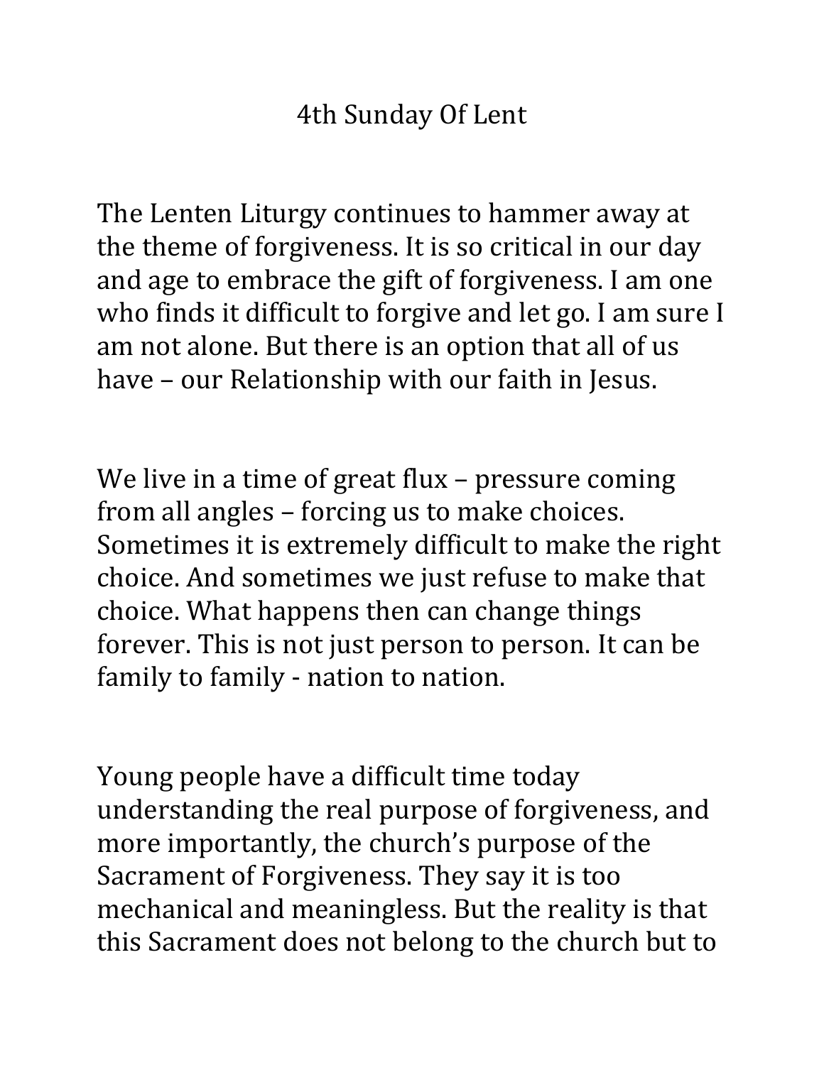# 4th Sunday Of Lent

The Lenten Liturgy continues to hammer away at the theme of forgiveness. It is so critical in our day and age to embrace the gift of forgiveness. I am one who finds it difficult to forgive and let go. I am sure I am not alone. But there is an option that all of us have – our Relationship with our faith in Jesus.

We live in a time of great flux – pressure coming from all angles – forcing us to make choices. Sometimes it is extremely difficult to make the right choice. And sometimes we just refuse to make that choice. What happens then can change things forever. This is not just person to person. It can be family to family - nation to nation.

Young people have a difficult time today understanding the real purpose of forgiveness, and more importantly, the church's purpose of the Sacrament of Forgiveness. They say it is too mechanical and meaningless. But the reality is that this Sacrament does not belong to the church but to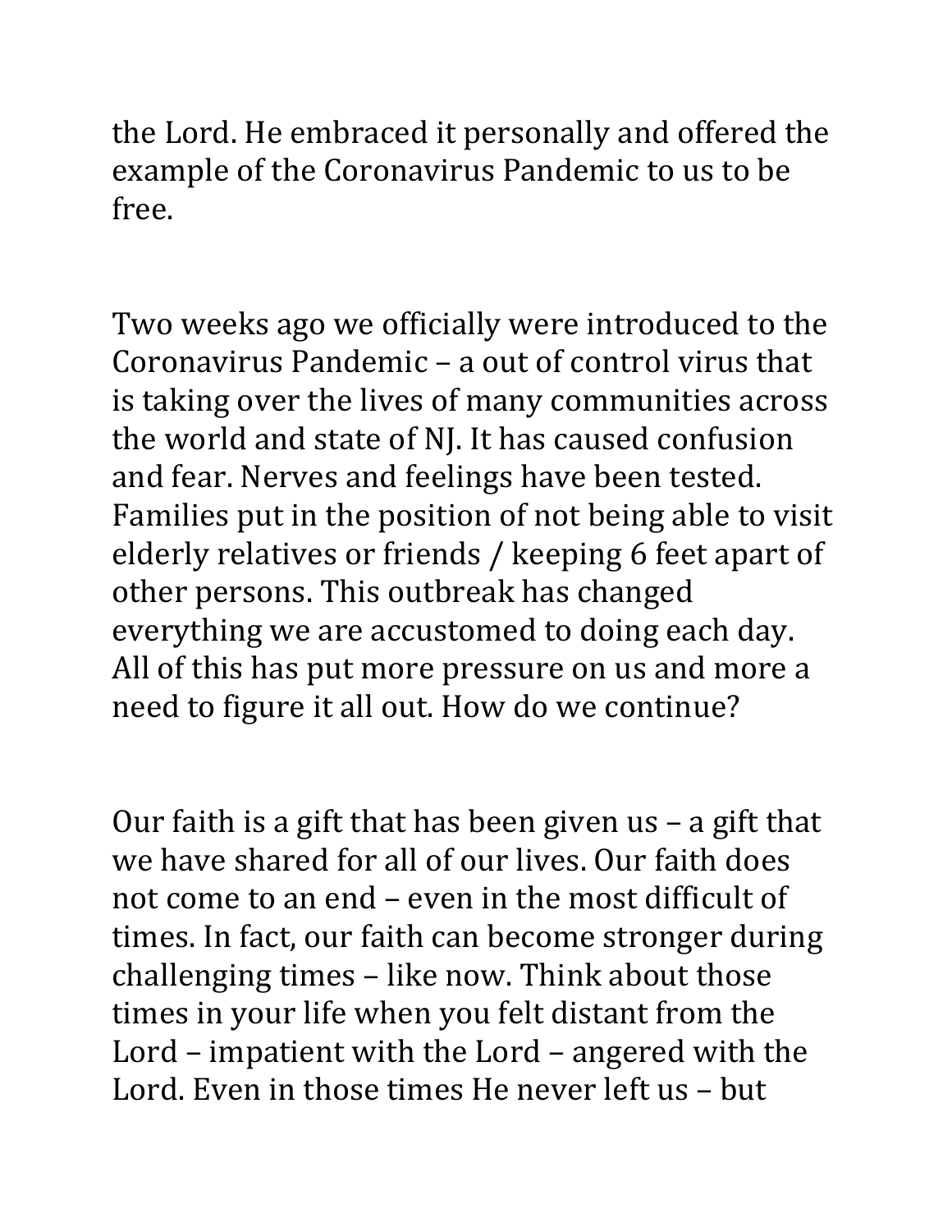the Lord. He embraced it personally and offered the example of the Coronavirus Pandemic to us to be free.

Two weeks ago we officially were introduced to the Coronavirus Pandemic – a out of control virus that is taking over the lives of many communities across the world and state of NJ. It has caused confusion and fear. Nerves and feelings have been tested. Families put in the position of not being able to visit elderly relatives or friends / keeping 6 feet apart of other persons. This outbreak has changed everything we are accustomed to doing each day. All of this has put more pressure on us and more a need to figure it all out. How do we continue?

Our faith is a gift that has been given us – a gift that we have shared for all of our lives. Our faith does not come to an end – even in the most difficult of times. In fact, our faith can become stronger during challenging times – like now. Think about those times in your life when you felt distant from the Lord – impatient with the Lord – angered with the Lord. Even in those times He never left us – but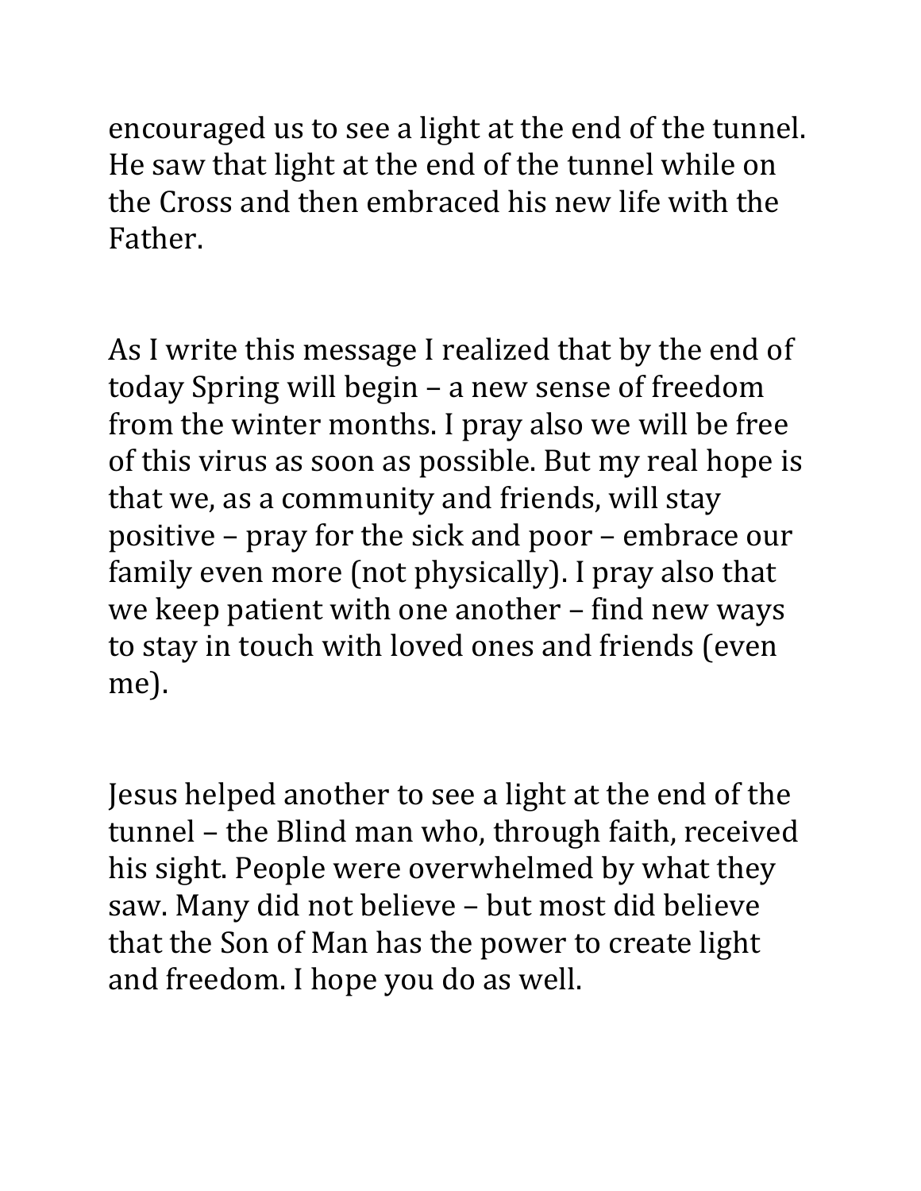encouraged us to see a light at the end of the tunnel. He saw that light at the end of the tunnel while on the Cross and then embraced his new life with the Father.

As I write this message I realized that by the end of today Spring will begin – a new sense of freedom from the winter months. I pray also we will be free of this virus as soon as possible. But my real hope is that we, as a community and friends, will stay positive – pray for the sick and poor – embrace our family even more (not physically). I pray also that we keep patient with one another – find new ways to stay in touch with loved ones and friends (even me).

Jesus helped another to see a light at the end of the tunnel – the Blind man who, through faith, received his sight. People were overwhelmed by what they saw. Many did not believe – but most did believe that the Son of Man has the power to create light and freedom. I hope you do as well.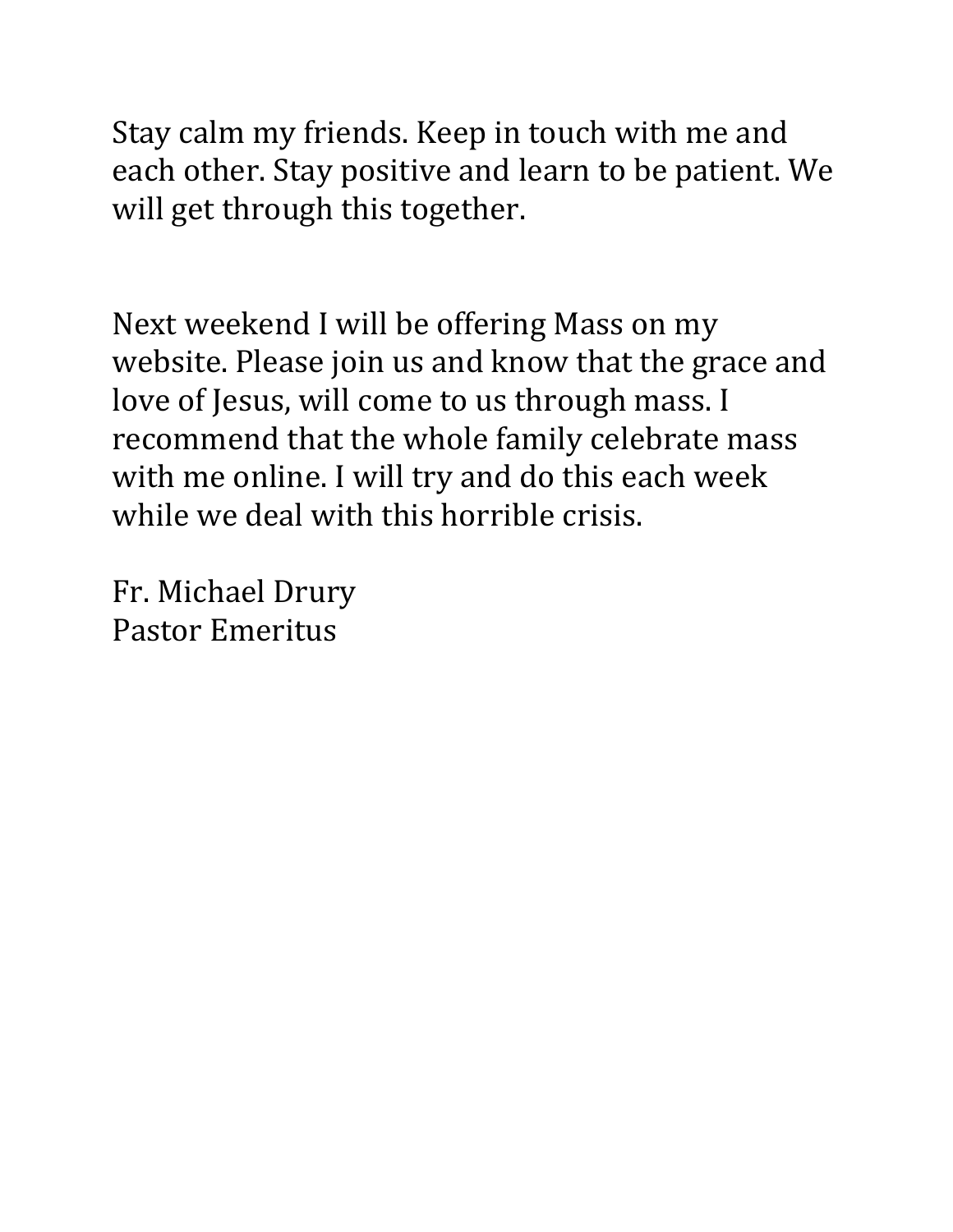Stay calm my friends. Keep in touch with me and each other. Stay positive and learn to be patient. We will get through this together.

Next weekend I will be offering Mass on my website. Please join us and know that the grace and love of Jesus, will come to us through mass. I recommend that the whole family celebrate mass with me online. I will try and do this each week while we deal with this horrible crisis.

Fr. Michael Drury  
Pastor Emeritus